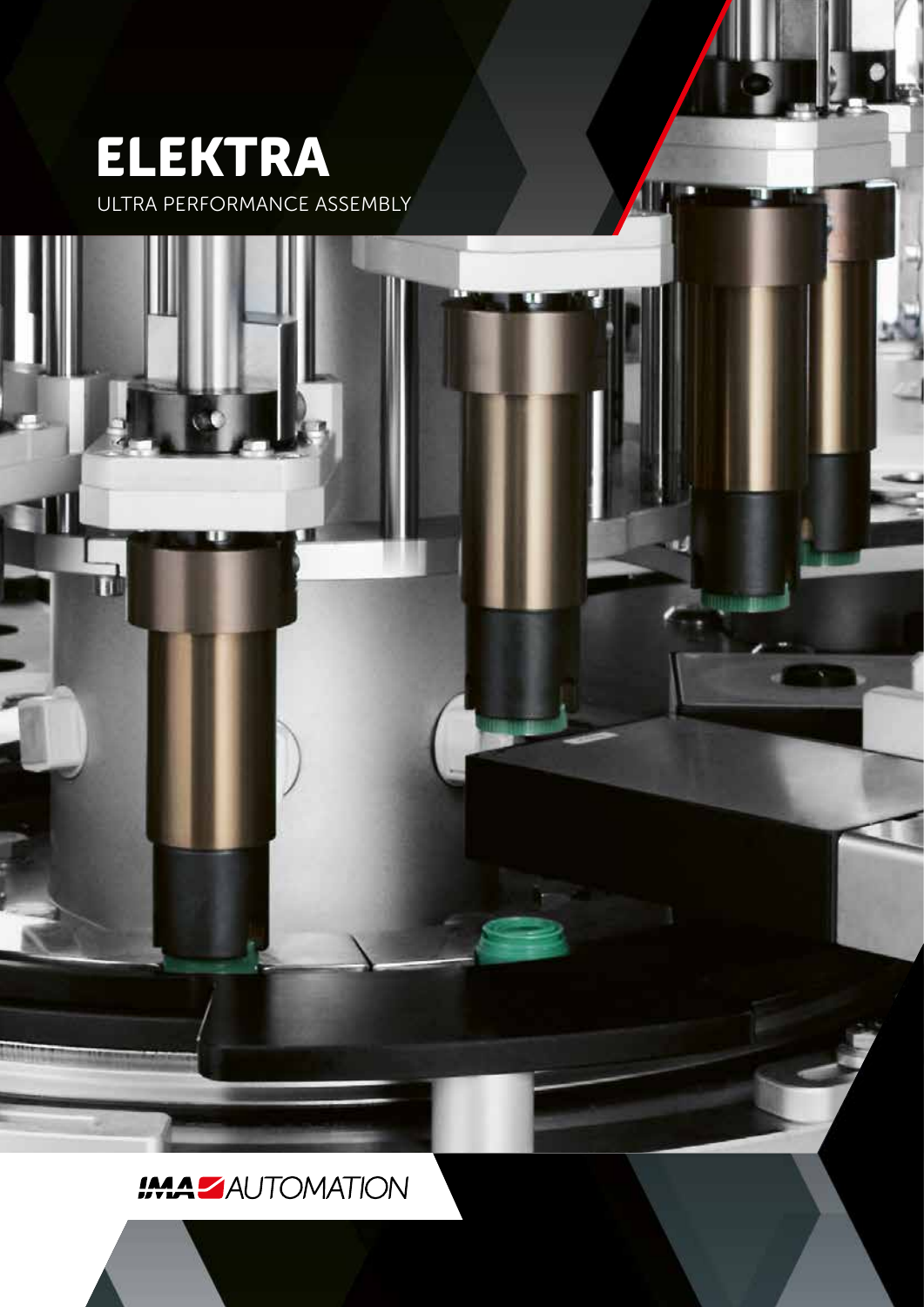# ELEKTRA

ULTRA PERFORMANCE ASSEMBLY

IMA AUTOMATION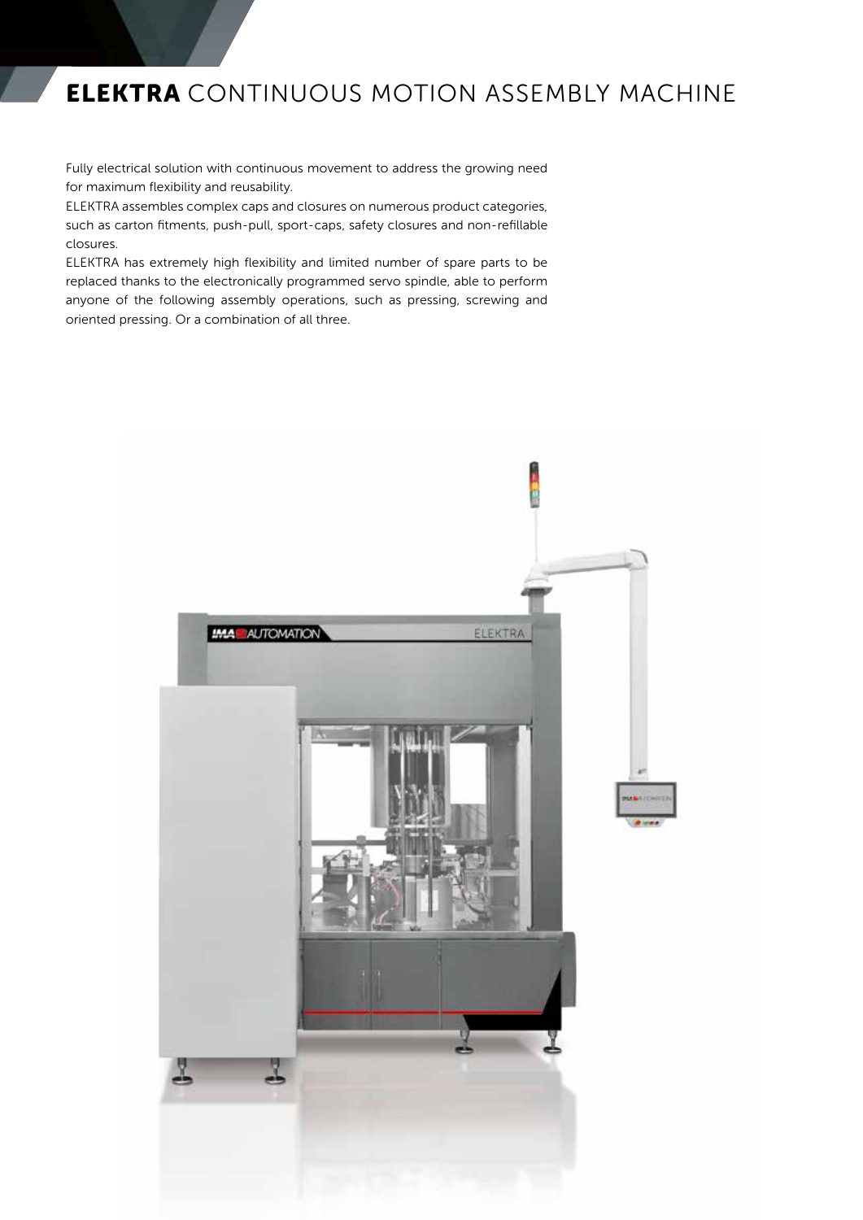# **ELEKTRA** CONTINUOUS MOTION ASSEMBLY MACHINE

Fully electrical solution with continuous movement to address the growing need for maximum flexibility and reusability.

ELEKTRA assembles complex caps and closures on numerous product categories, such as carton fitments, push-pull, sport-caps, safety closures and non-refillable closures.

ELEKTRA has extremely high flexibility and limited number of spare parts to be replaced thanks to the electronically programmed servo spindle, able to perform anyone of the following assembly operations, such as pressing, screwing and oriented pressing. Or a combination of all three.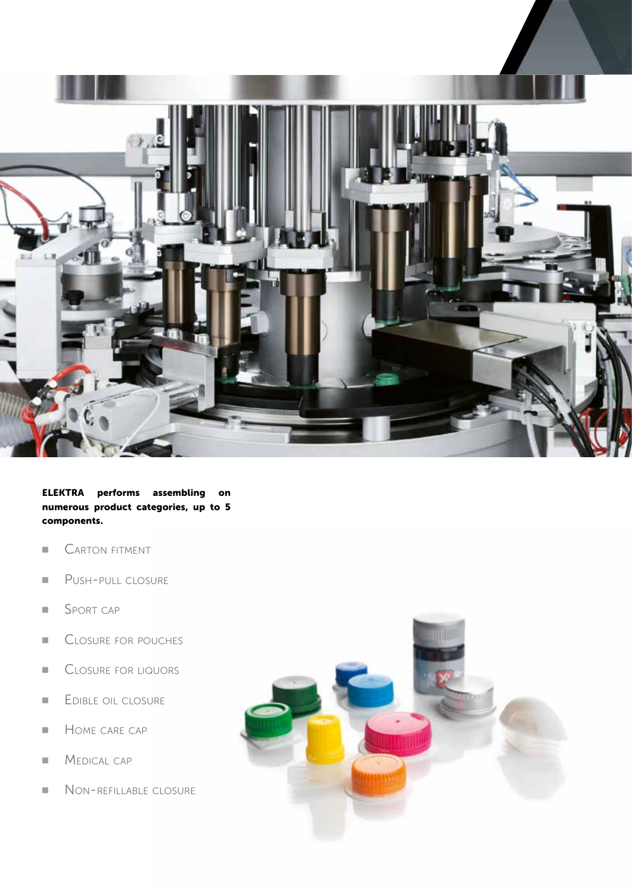**ELEKTRA performs assembling on numerous product categories, up to 5 components.**

- Carton fitment
- Push-pull closure
- Sport cap
- Closure for pouches
- Closure for liquors
- Edible oil closure
- Home care cap
- Medical cap
- Non-refillable closure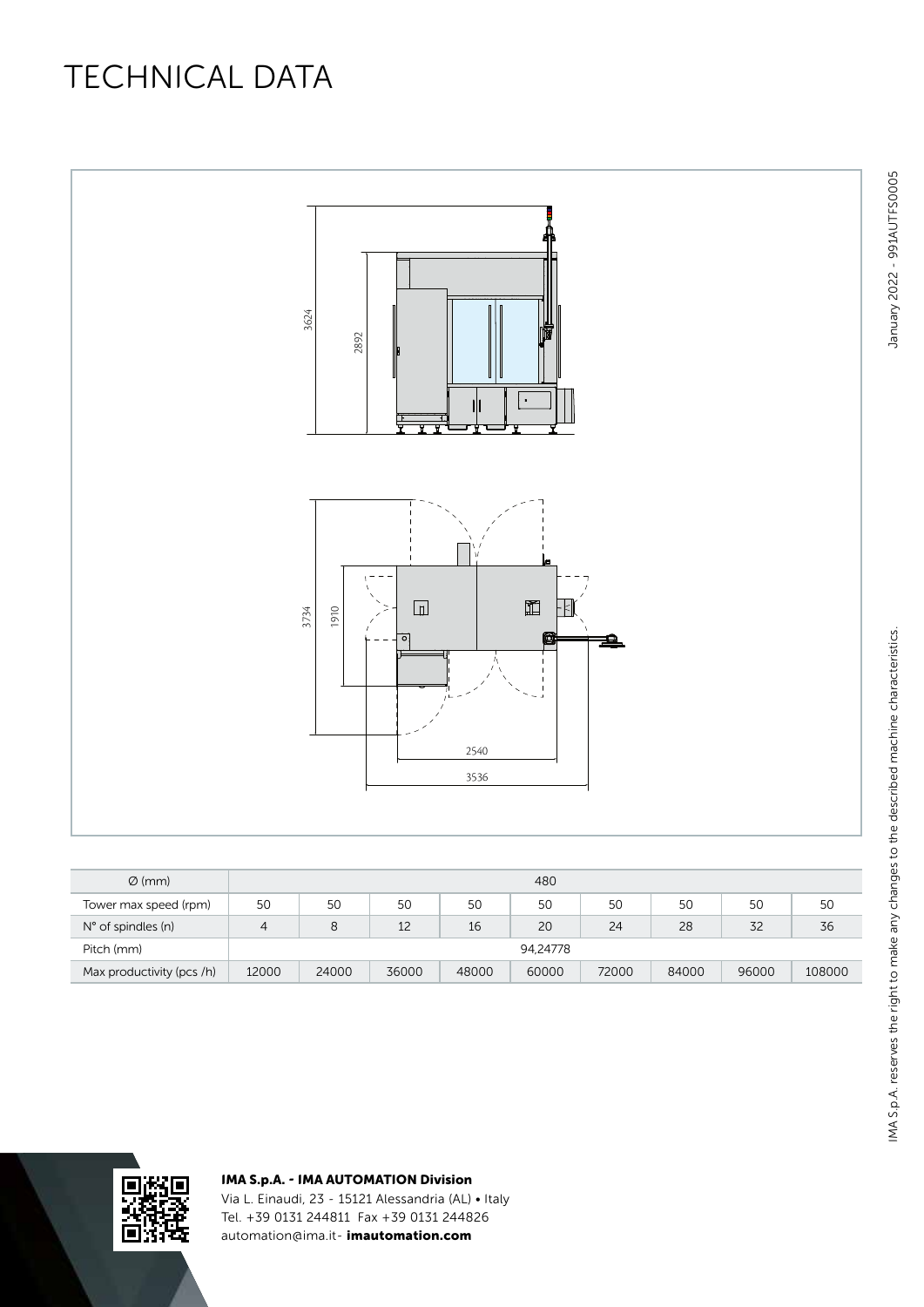# TECHNICAL DATA

3624

2892

3734

1910

2540

3536

| Ø (mm) | 480 | | | | | | | | |
|---|---|---|---|---|---|---|---|---|---|
| Tower max speed (rpm) | 50 | 50 | 50 | 50 | 50 | 50 | 50 | 50 | 50 |
| N° of spindles (n) | 4 | 8 | 12 | 16 | 20 | 24 | 28 | 32 | 36 |
| Pitch (mm) | 94,24778 | | | | | | | | |
| Max productivity (pcs /h) | 12000 | 24000 | 36000 | 48000 | 60000 | 72000 | 84000 | 96000 | 108000 |

**IMA S.p.A. - IMA AUTOMATION Division**
Via L. Einaudi, 23 - 15121 Alessandria (AL) • Italy
Tel. +39 0131 244811 Fax +39 0131 244826
automation@ima.it - **imautomation.com**

January 2022 - 991AUTFS0005

IMA S.p.A. reserves the right to make any changes to the described machine characteristics.